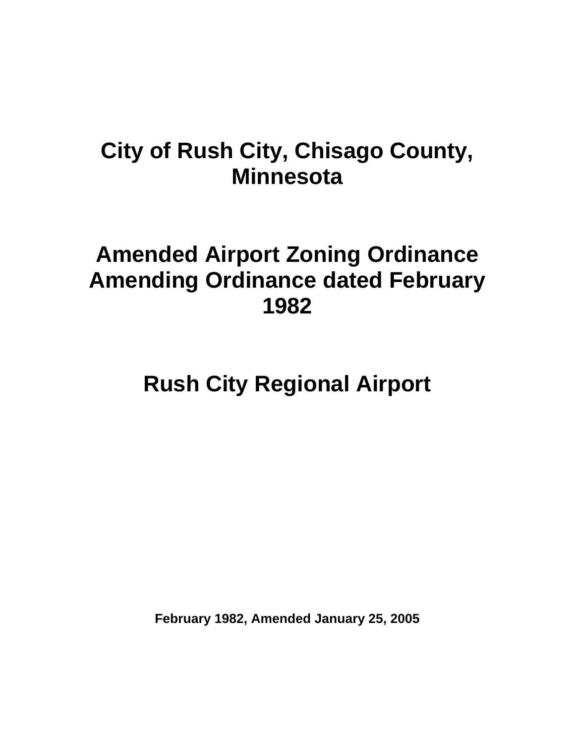# City of Rush City, Chisago County, Minnesota

# Amended Airport Zoning Ordinance Amending Ordinance dated February 1982

# Rush City Regional Airport

**February 1982, Amended January 25, 2005**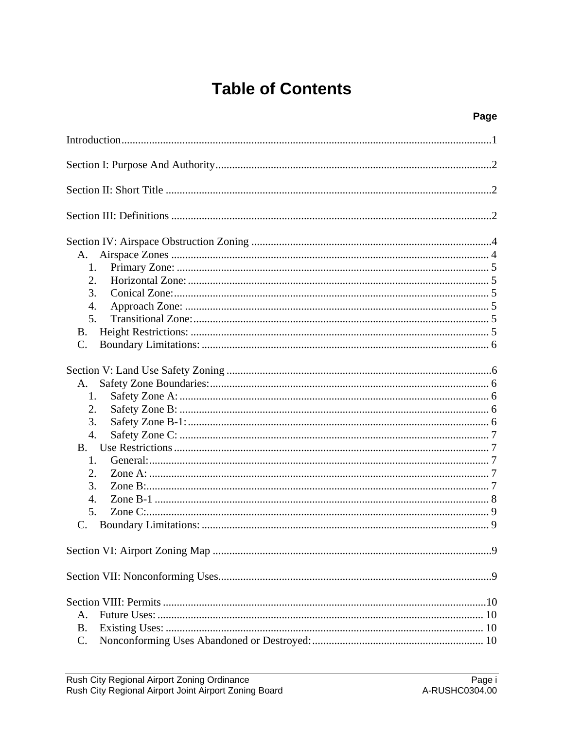# Table of Contents

**Page**

Introduction ..... 1

Section I: Purpose And Authority ..... 2

Section II: Short Title ..... 2

Section III: Definitions ..... 2

Section IV: Airspace Obstruction Zoning ..... 4
- A. Airspace Zones ..... 4
  - 1. Primary Zone: ..... 5
  - 2. Horizontal Zone: ..... 5
  - 3. Conical Zone: ..... 5
  - 4. Approach Zone: ..... 5
  - 5. Transitional Zone: ..... 5
- B. Height Restrictions: ..... 5
- C. Boundary Limitations: ..... 6

Section V: Land Use Safety Zoning ..... 6
- A. Safety Zone Boundaries: ..... 6
  - 1. Safety Zone A: ..... 6
  - 2. Safety Zone B: ..... 6
  - 3. Safety Zone B-1: ..... 6
  - 4. Safety Zone C: ..... 7
- B. Use Restrictions ..... 7
  - 1. General: ..... 7
  - 2. Zone A: ..... 7
  - 3. Zone B: ..... 7
  - 4. Zone B-1 ..... 8
  - 5. Zone C: ..... 9
- C. Boundary Limitations: ..... 9

Section VI: Airport Zoning Map ..... 9

Section VII: Nonconforming Uses ..... 9

Section VIII: Permits ..... 10
- A. Future Uses: ..... 10
- B. Existing Uses: ..... 10
- C. Nonconforming Uses Abandoned or Destroyed: ..... 10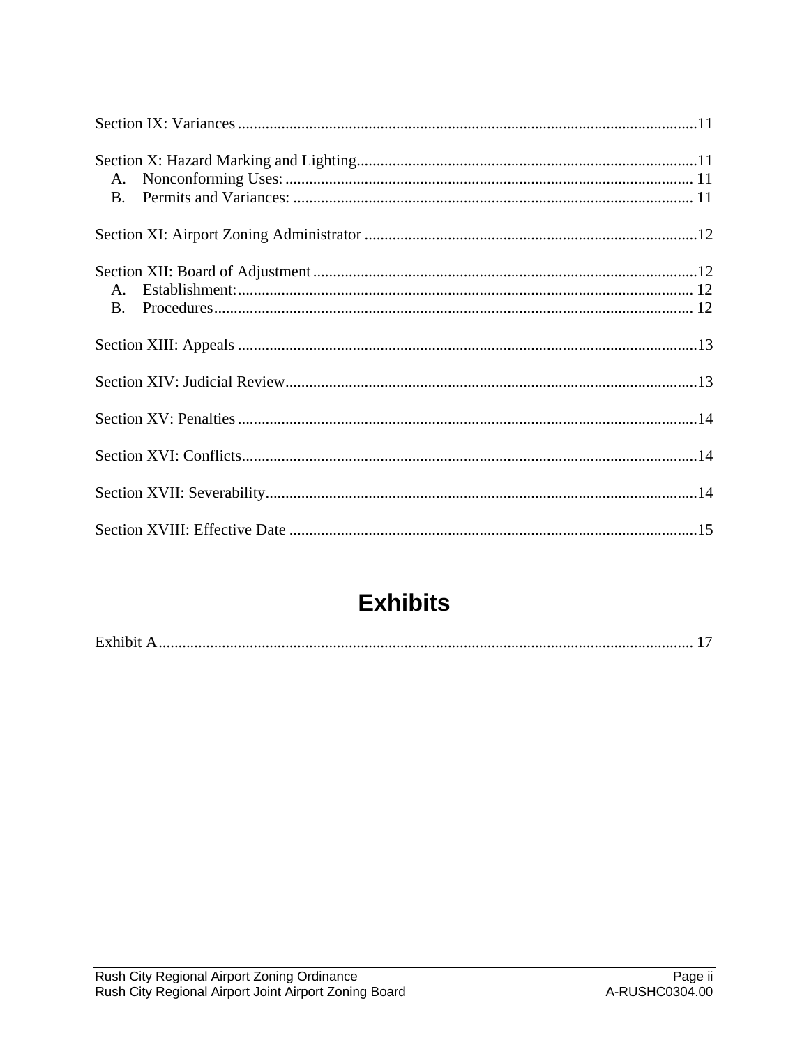Section IX: Variances ...................................................................................................................11

Section X: Hazard Marking and Lighting.....................................................................................11

   A. Nonconforming Uses: ...................................................................................................... 11

   B. Permits and Variances: .................................................................................................... 11

Section XI: Airport Zoning Administrator ...................................................................................12

Section XII: Board of Adjustment ................................................................................................12

   A. Establishment:.................................................................................................................. 12

   B. Procedures........................................................................................................................ 12

Section XIII: Appeals ...................................................................................................................13

Section XIV: Judicial Review.......................................................................................................13

Section XV: Penalties ...................................................................................................................14

Section XVI: Conflicts...................................................................................................................14

Section XVII: Severability............................................................................................................14

Section XVIII: Effective Date ......................................................................................................15

# Exhibits

Exhibit A...................................................................................................................................... 17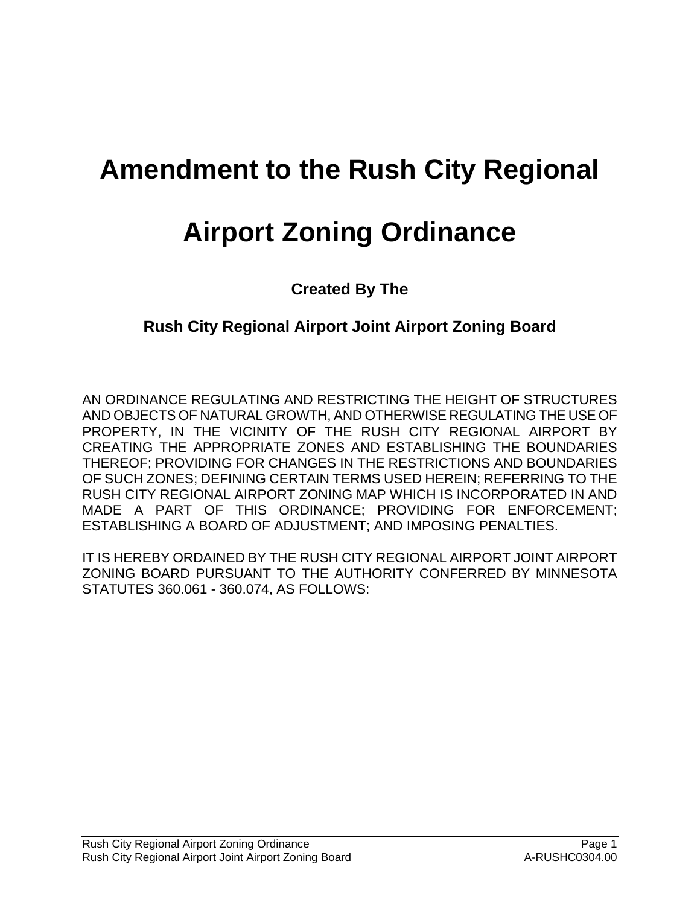# Amendment to the Rush City Regional Airport Zoning Ordinance

### Created By The

### Rush City Regional Airport Joint Airport Zoning Board

AN ORDINANCE REGULATING AND RESTRICTING THE HEIGHT OF STRUCTURES AND OBJECTS OF NATURAL GROWTH, AND OTHERWISE REGULATING THE USE OF PROPERTY, IN THE VICINITY OF THE RUSH CITY REGIONAL AIRPORT BY CREATING THE APPROPRIATE ZONES AND ESTABLISHING THE BOUNDARIES THEREOF; PROVIDING FOR CHANGES IN THE RESTRICTIONS AND BOUNDARIES OF SUCH ZONES; DEFINING CERTAIN TERMS USED HEREIN; REFERRING TO THE RUSH CITY REGIONAL AIRPORT ZONING MAP WHICH IS INCORPORATED IN AND MADE A PART OF THIS ORDINANCE; PROVIDING FOR ENFORCEMENT; ESTABLISHING A BOARD OF ADJUSTMENT; AND IMPOSING PENALTIES.

IT IS HEREBY ORDAINED BY THE RUSH CITY REGIONAL AIRPORT JOINT AIRPORT ZONING BOARD PURSUANT TO THE AUTHORITY CONFERRED BY MINNESOTA STATUTES 360.061 - 360.074, AS FOLLOWS: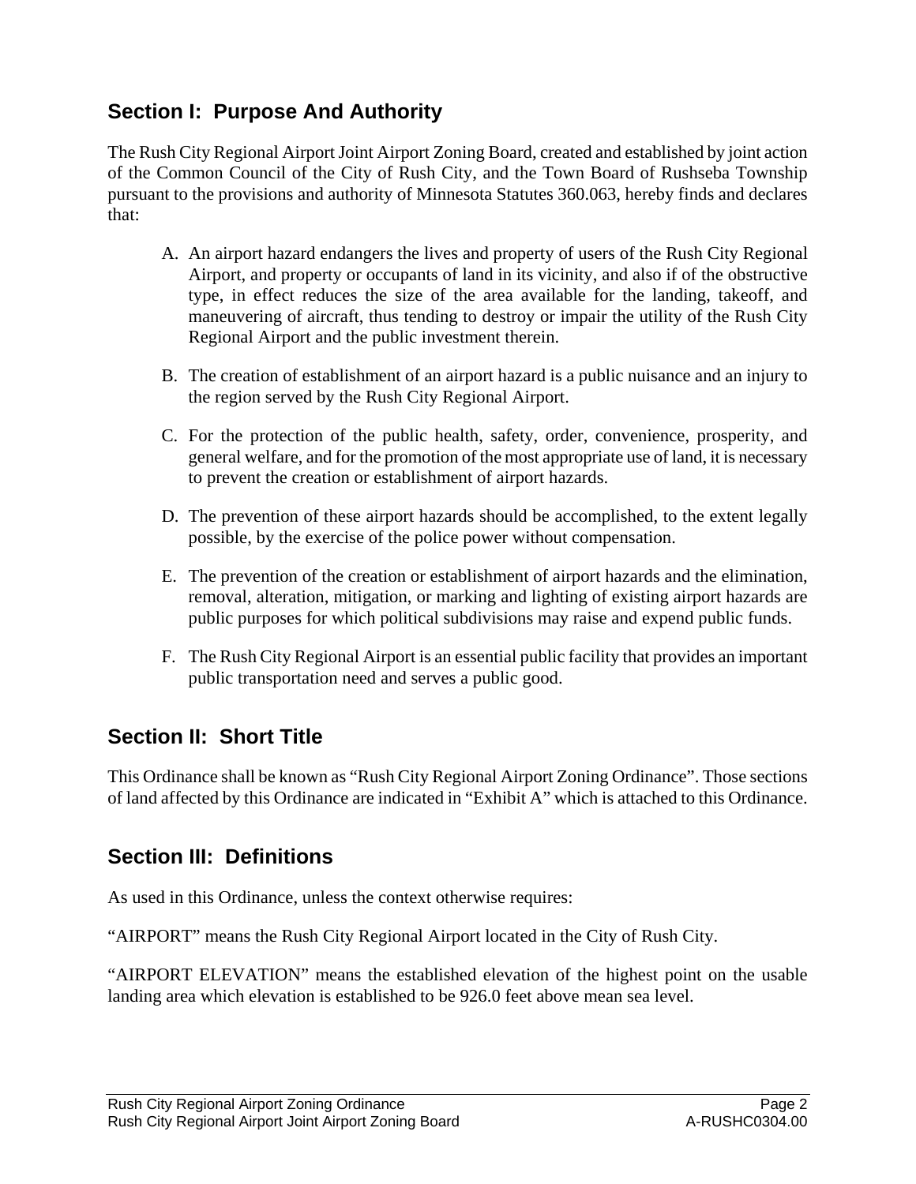## Section I: Purpose And Authority

The Rush City Regional Airport Joint Airport Zoning Board, created and established by joint action of the Common Council of the City of Rush City, and the Town Board of Rushseba Township pursuant to the provisions and authority of Minnesota Statutes 360.063, hereby finds and declares that:

A. An airport hazard endangers the lives and property of users of the Rush City Regional Airport, and property or occupants of land in its vicinity, and also if of the obstructive type, in effect reduces the size of the area available for the landing, takeoff, and maneuvering of aircraft, thus tending to destroy or impair the utility of the Rush City Regional Airport and the public investment therein.

B. The creation of establishment of an airport hazard is a public nuisance and an injury to the region served by the Rush City Regional Airport.

C. For the protection of the public health, safety, order, convenience, prosperity, and general welfare, and for the promotion of the most appropriate use of land, it is necessary to prevent the creation or establishment of airport hazards.

D. The prevention of these airport hazards should be accomplished, to the extent legally possible, by the exercise of the police power without compensation.

E. The prevention of the creation or establishment of airport hazards and the elimination, removal, alteration, mitigation, or marking and lighting of existing airport hazards are public purposes for which political subdivisions may raise and expend public funds.

F. The Rush City Regional Airport is an essential public facility that provides an important public transportation need and serves a public good.

## Section II: Short Title

This Ordinance shall be known as "Rush City Regional Airport Zoning Ordinance". Those sections of land affected by this Ordinance are indicated in "Exhibit A" which is attached to this Ordinance.

## Section III: Definitions

As used in this Ordinance, unless the context otherwise requires:

"AIRPORT" means the Rush City Regional Airport located in the City of Rush City.

"AIRPORT ELEVATION" means the established elevation of the highest point on the usable landing area which elevation is established to be 926.0 feet above mean sea level.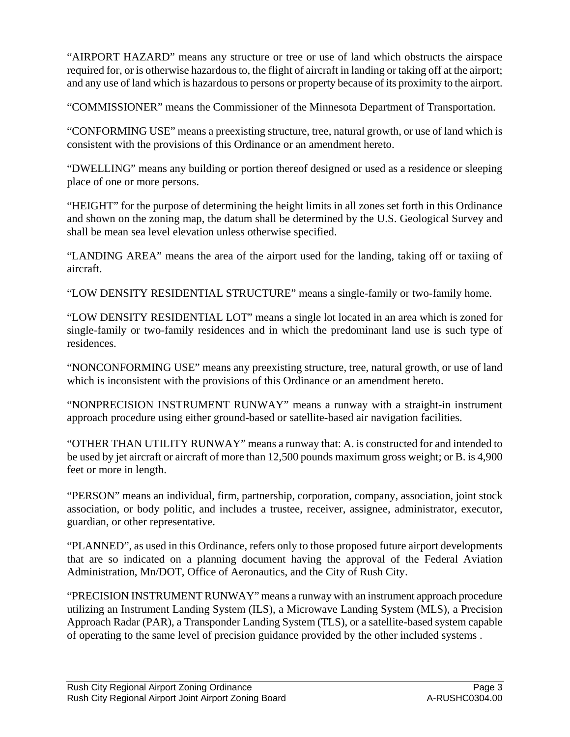"AIRPORT HAZARD" means any structure or tree or use of land which obstructs the airspace required for, or is otherwise hazardous to, the flight of aircraft in landing or taking off at the airport; and any use of land which is hazardous to persons or property because of its proximity to the airport.

"COMMISSIONER" means the Commissioner of the Minnesota Department of Transportation.

"CONFORMING USE" means a preexisting structure, tree, natural growth, or use of land which is consistent with the provisions of this Ordinance or an amendment hereto.

"DWELLING" means any building or portion thereof designed or used as a residence or sleeping place of one or more persons.

"HEIGHT" for the purpose of determining the height limits in all zones set forth in this Ordinance and shown on the zoning map, the datum shall be determined by the U.S. Geological Survey and shall be mean sea level elevation unless otherwise specified.

"LANDING AREA" means the area of the airport used for the landing, taking off or taxiing of aircraft.

"LOW DENSITY RESIDENTIAL STRUCTURE" means a single-family or two-family home.

"LOW DENSITY RESIDENTIAL LOT" means a single lot located in an area which is zoned for single-family or two-family residences and in which the predominant land use is such type of residences.

"NONCONFORMING USE" means any preexisting structure, tree, natural growth, or use of land which is inconsistent with the provisions of this Ordinance or an amendment hereto.

"NONPRECISION INSTRUMENT RUNWAY" means a runway with a straight-in instrument approach procedure using either ground-based or satellite-based air navigation facilities.

"OTHER THAN UTILITY RUNWAY" means a runway that: A. is constructed for and intended to be used by jet aircraft or aircraft of more than 12,500 pounds maximum gross weight; or B. is 4,900 feet or more in length.

"PERSON" means an individual, firm, partnership, corporation, company, association, joint stock association, or body politic, and includes a trustee, receiver, assignee, administrator, executor, guardian, or other representative.

"PLANNED", as used in this Ordinance, refers only to those proposed future airport developments that are so indicated on a planning document having the approval of the Federal Aviation Administration, Mn/DOT, Office of Aeronautics, and the City of Rush City.

"PRECISION INSTRUMENT RUNWAY" means a runway with an instrument approach procedure utilizing an Instrument Landing System (ILS), a Microwave Landing System (MLS), a Precision Approach Radar (PAR), a Transponder Landing System (TLS), or a satellite-based system capable of operating to the same level of precision guidance provided by the other included systems .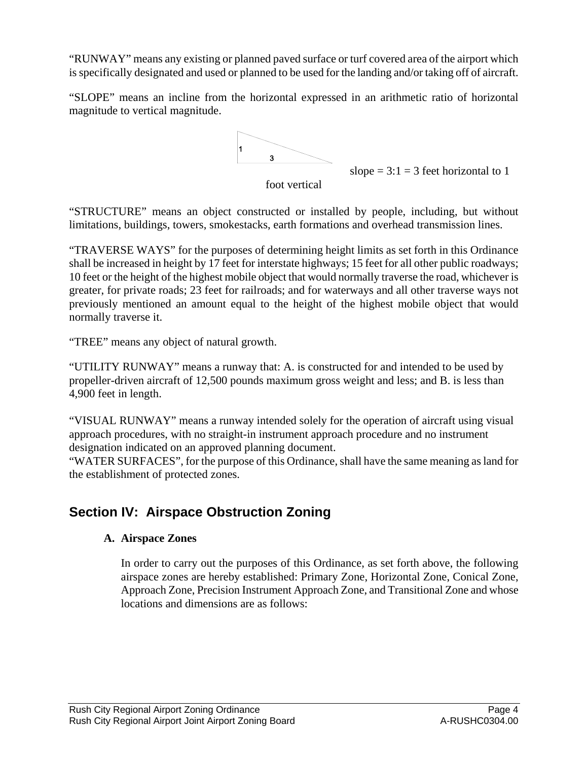"RUNWAY" means any existing or planned paved surface or turf covered area of the airport which is specifically designated and used or planned to be used for the landing and/or taking off of aircraft.

"SLOPE" means an incline from the horizontal expressed in an arithmetic ratio of horizontal magnitude to vertical magnitude.

slope = 3:1 = 3 feet horizontal to 1 foot vertical

"STRUCTURE" means an object constructed or installed by people, including, but without limitations, buildings, towers, smokestacks, earth formations and overhead transmission lines.

"TRAVERSE WAYS" for the purposes of determining height limits as set forth in this Ordinance shall be increased in height by 17 feet for interstate highways; 15 feet for all other public roadways; 10 feet or the height of the highest mobile object that would normally traverse the road, whichever is greater, for private roads; 23 feet for railroads; and for waterways and all other traverse ways not previously mentioned an amount equal to the height of the highest mobile object that would normally traverse it.

"TREE" means any object of natural growth.

"UTILITY RUNWAY" means a runway that: A. is constructed for and intended to be used by propeller-driven aircraft of 12,500 pounds maximum gross weight and less; and B. is less than 4,900 feet in length.

"VISUAL RUNWAY" means a runway intended solely for the operation of aircraft using visual approach procedures, with no straight-in instrument approach procedure and no instrument designation indicated on an approved planning document.

"WATER SURFACES", for the purpose of this Ordinance, shall have the same meaning as land for the establishment of protected zones.

## Section IV: Airspace Obstruction Zoning

### A. Airspace Zones

In order to carry out the purposes of this Ordinance, as set forth above, the following airspace zones are hereby established: Primary Zone, Horizontal Zone, Conical Zone, Approach Zone, Precision Instrument Approach Zone, and Transitional Zone and whose locations and dimensions are as follows: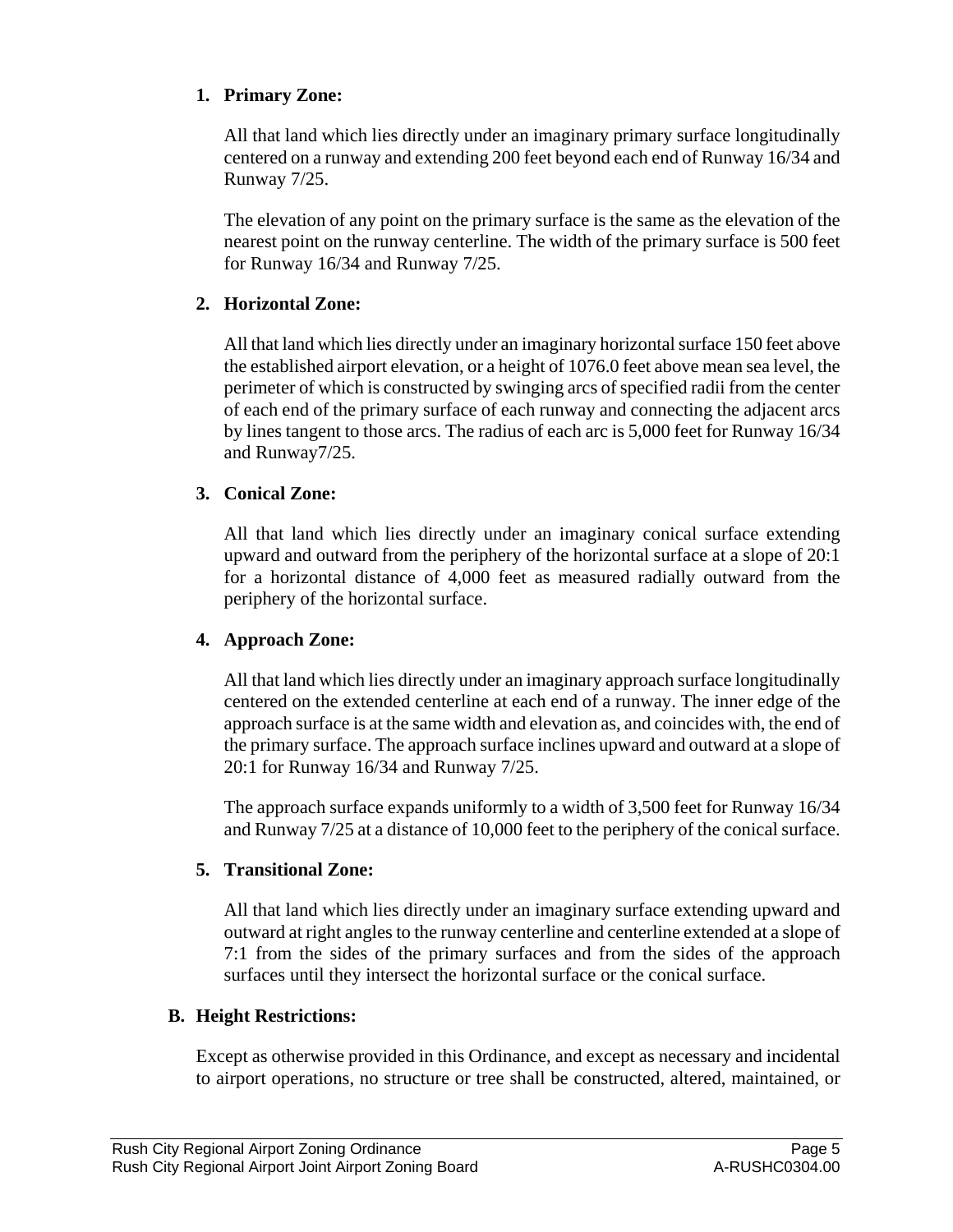1. **Primary Zone:**

   All that land which lies directly under an imaginary primary surface longitudinally centered on a runway and extending 200 feet beyond each end of Runway 16/34 and Runway 7/25.

   The elevation of any point on the primary surface is the same as the elevation of the nearest point on the runway centerline. The width of the primary surface is 500 feet for Runway 16/34 and Runway 7/25.

2. **Horizontal Zone:**

   All that land which lies directly under an imaginary horizontal surface 150 feet above the established airport elevation, or a height of 1076.0 feet above mean sea level, the perimeter of which is constructed by swinging arcs of specified radii from the center of each end of the primary surface of each runway and connecting the adjacent arcs by lines tangent to those arcs. The radius of each arc is 5,000 feet for Runway 16/34 and Runway7/25.

3. **Conical Zone:**

   All that land which lies directly under an imaginary conical surface extending upward and outward from the periphery of the horizontal surface at a slope of 20:1 for a horizontal distance of 4,000 feet as measured radially outward from the periphery of the horizontal surface.

4. **Approach Zone:**

   All that land which lies directly under an imaginary approach surface longitudinally centered on the extended centerline at each end of a runway. The inner edge of the approach surface is at the same width and elevation as, and coincides with, the end of the primary surface. The approach surface inclines upward and outward at a slope of 20:1 for Runway 16/34 and Runway 7/25.

   The approach surface expands uniformly to a width of 3,500 feet for Runway 16/34 and Runway 7/25 at a distance of 10,000 feet to the periphery of the conical surface.

5. **Transitional Zone:**

   All that land which lies directly under an imaginary surface extending upward and outward at right angles to the runway centerline and centerline extended at a slope of 7:1 from the sides of the primary surfaces and from the sides of the approach surfaces until they intersect the horizontal surface or the conical surface.

**B. Height Restrictions:**

Except as otherwise provided in this Ordinance, and except as necessary and incidental to airport operations, no structure or tree shall be constructed, altered, maintained, or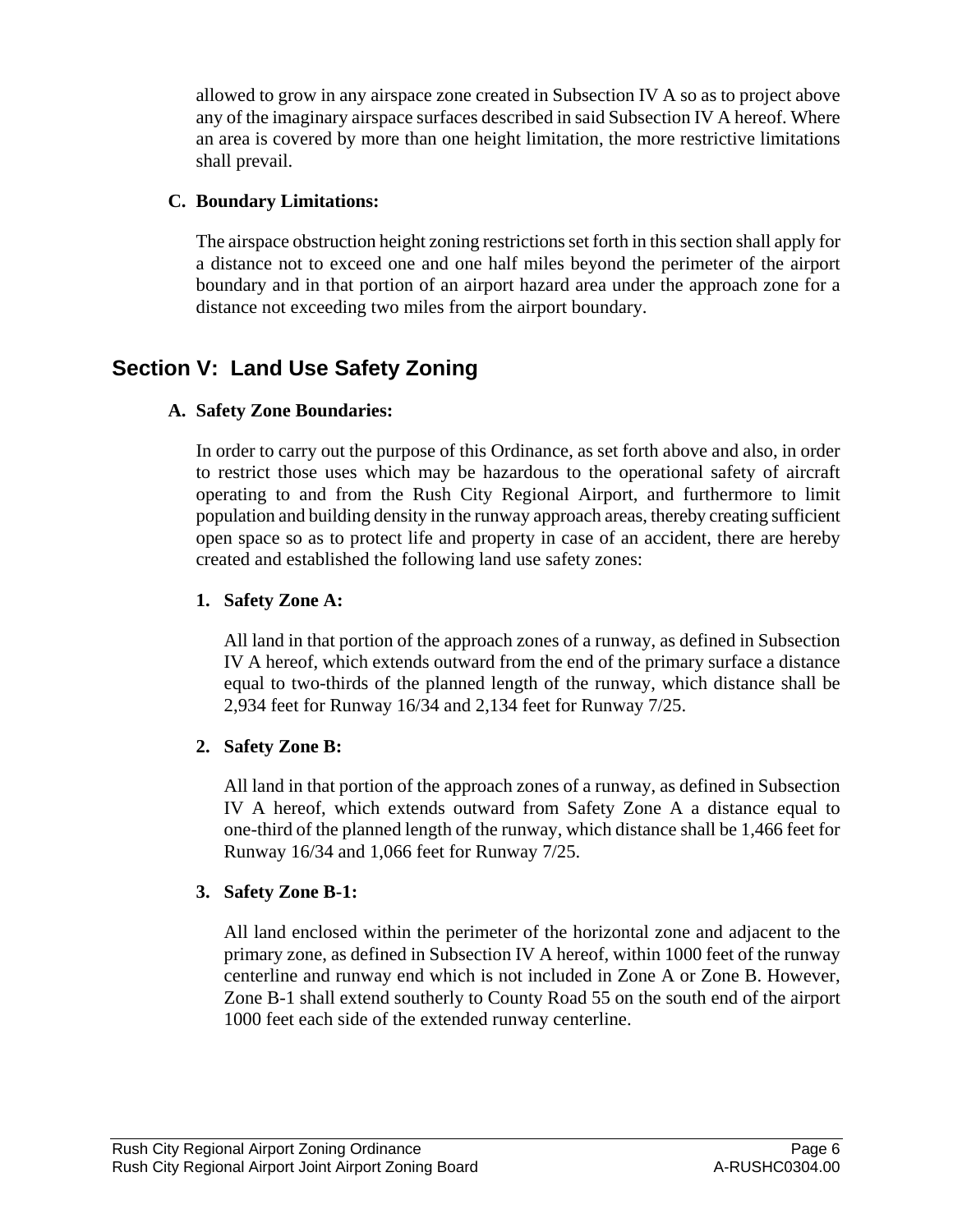allowed to grow in any airspace zone created in Subsection IV A so as to project above any of the imaginary airspace surfaces described in said Subsection IV A hereof. Where an area is covered by more than one height limitation, the more restrictive limitations shall prevail.

**C. Boundary Limitations:**

The airspace obstruction height zoning restrictions set forth in this section shall apply for a distance not to exceed one and one half miles beyond the perimeter of the airport boundary and in that portion of an airport hazard area under the approach zone for a distance not exceeding two miles from the airport boundary.

## Section V: Land Use Safety Zoning

**A. Safety Zone Boundaries:**

In order to carry out the purpose of this Ordinance, as set forth above and also, in order to restrict those uses which may be hazardous to the operational safety of aircraft operating to and from the Rush City Regional Airport, and furthermore to limit population and building density in the runway approach areas, thereby creating sufficient open space so as to protect life and property in case of an accident, there are hereby created and established the following land use safety zones:

**1. Safety Zone A:**

All land in that portion of the approach zones of a runway, as defined in Subsection IV A hereof, which extends outward from the end of the primary surface a distance equal to two-thirds of the planned length of the runway, which distance shall be 2,934 feet for Runway 16/34 and 2,134 feet for Runway 7/25.

**2. Safety Zone B:**

All land in that portion of the approach zones of a runway, as defined in Subsection IV A hereof, which extends outward from Safety Zone A a distance equal to one-third of the planned length of the runway, which distance shall be 1,466 feet for Runway 16/34 and 1,066 feet for Runway 7/25.

**3. Safety Zone B-1:**

All land enclosed within the perimeter of the horizontal zone and adjacent to the primary zone, as defined in Subsection IV A hereof, within 1000 feet of the runway centerline and runway end which is not included in Zone A or Zone B. However, Zone B-1 shall extend southerly to County Road 55 on the south end of the airport 1000 feet each side of the extended runway centerline.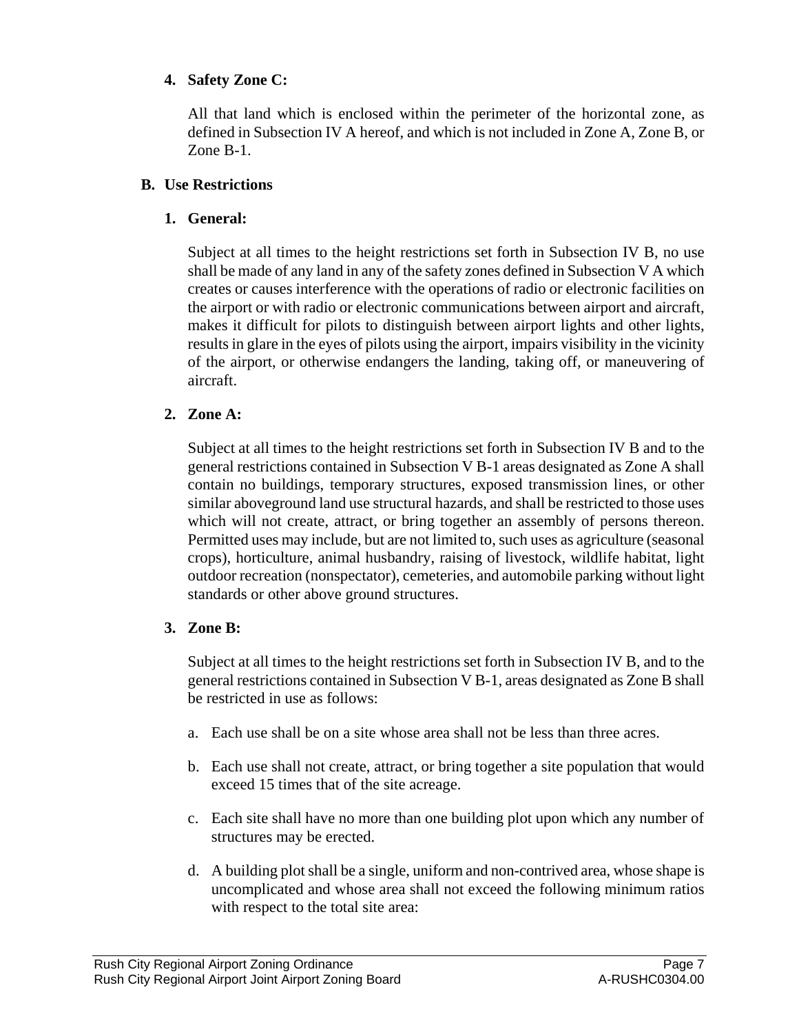**4. Safety Zone C:**

All that land which is enclosed within the perimeter of the horizontal zone, as defined in Subsection IV A hereof, and which is not included in Zone A, Zone B, or Zone B-1.

**B. Use Restrictions**

**1. General:**

Subject at all times to the height restrictions set forth in Subsection IV B, no use shall be made of any land in any of the safety zones defined in Subsection V A which creates or causes interference with the operations of radio or electronic facilities on the airport or with radio or electronic communications between airport and aircraft, makes it difficult for pilots to distinguish between airport lights and other lights, results in glare in the eyes of pilots using the airport, impairs visibility in the vicinity of the airport, or otherwise endangers the landing, taking off, or maneuvering of aircraft.

**2. Zone A:**

Subject at all times to the height restrictions set forth in Subsection IV B and to the general restrictions contained in Subsection V B-1 areas designated as Zone A shall contain no buildings, temporary structures, exposed transmission lines, or other similar aboveground land use structural hazards, and shall be restricted to those uses which will not create, attract, or bring together an assembly of persons thereon. Permitted uses may include, but are not limited to, such uses as agriculture (seasonal crops), horticulture, animal husbandry, raising of livestock, wildlife habitat, light outdoor recreation (nonspectator), cemeteries, and automobile parking without light standards or other above ground structures.

**3. Zone B:**

Subject at all times to the height restrictions set forth in Subsection IV B, and to the general restrictions contained in Subsection V B-1, areas designated as Zone B shall be restricted in use as follows:

a. Each use shall be on a site whose area shall not be less than three acres.

b. Each use shall not create, attract, or bring together a site population that would exceed 15 times that of the site acreage.

c. Each site shall have no more than one building plot upon which any number of structures may be erected.

d. A building plot shall be a single, uniform and non-contrived area, whose shape is uncomplicated and whose area shall not exceed the following minimum ratios with respect to the total site area: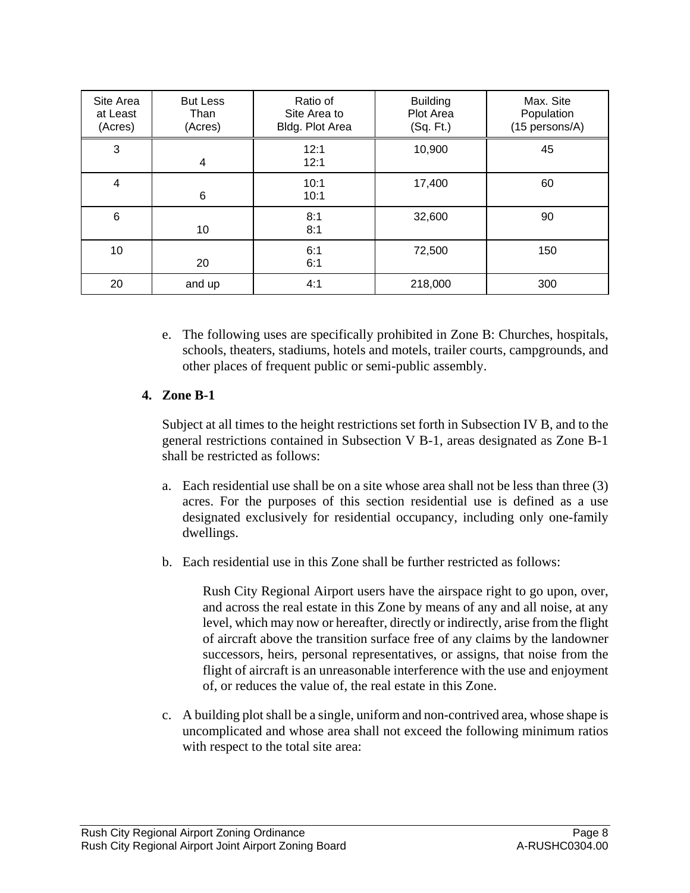| Site Area at Least (Acres) | But Less Than (Acres) | Ratio of Site Area to Bldg. Plot Area | Building Plot Area (Sq. Ft.) | Max. Site Population (15 persons/A) |
|---|---|---|---|---|
| 3 | 4 | 12:1 12:1 | 10,900 | 45 |
| 4 | 6 | 10:1 10:1 | 17,400 | 60 |
| 6 | 10 | 8:1 8:1 | 32,600 | 90 |
| 10 | 20 | 6:1 6:1 | 72,500 | 150 |
| 20 | and up | 4:1 | 218,000 | 300 |

e. The following uses are specifically prohibited in Zone B: Churches, hospitals, schools, theaters, stadiums, hotels and motels, trailer courts, campgrounds, and other places of frequent public or semi-public assembly.

### 4. Zone B-1

Subject at all times to the height restrictions set forth in Subsection IV B, and to the general restrictions contained in Subsection V B-1, areas designated as Zone B-1 shall be restricted as follows:

a. Each residential use shall be on a site whose area shall not be less than three (3) acres. For the purposes of this section residential use is defined as a use designated exclusively for residential occupancy, including only one-family dwellings.

b. Each residential use in this Zone shall be further restricted as follows:

   Rush City Regional Airport users have the airspace right to go upon, over, and across the real estate in this Zone by means of any and all noise, at any level, which may now or hereafter, directly or indirectly, arise from the flight of aircraft above the transition surface free of any claims by the landowner successors, heirs, personal representatives, or assigns, that noise from the flight of aircraft is an unreasonable interference with the use and enjoyment of, or reduces the value of, the real estate in this Zone.

c. A building plot shall be a single, uniform and non-contrived area, whose shape is uncomplicated and whose area shall not exceed the following minimum ratios with respect to the total site area: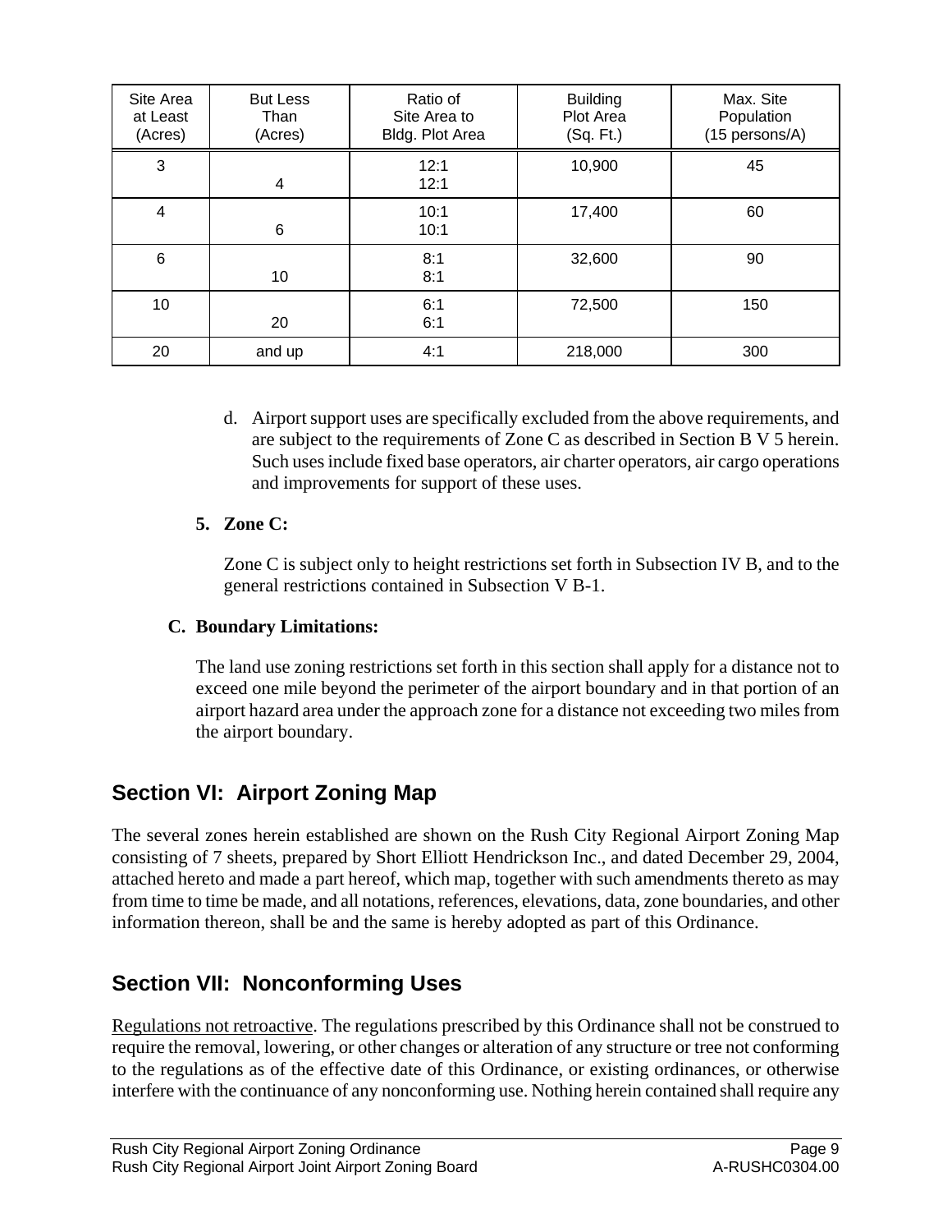| Site Area at Least (Acres) | But Less Than (Acres) | Ratio of Site Area to Bldg. Plot Area | Building Plot Area (Sq. Ft.) | Max. Site Population (15 persons/A) |
|---|---|---|---|---|
| 3 | 4 | 12:1 12:1 | 10,900 | 45 |
| 4 | 6 | 10:1 10:1 | 17,400 | 60 |
| 6 | 10 | 8:1 8:1 | 32,600 | 90 |
| 10 | 20 | 6:1 6:1 | 72,500 | 150 |
| 20 | and up | 4:1 | 218,000 | 300 |

d. Airport support uses are specifically excluded from the above requirements, and are subject to the requirements of Zone C as described in Section B V 5 herein. Such uses include fixed base operators, air charter operators, air cargo operations and improvements for support of these uses.

**5. Zone C:**

Zone C is subject only to height restrictions set forth in Subsection IV B, and to the general restrictions contained in Subsection V B-1.

**C. Boundary Limitations:**

The land use zoning restrictions set forth in this section shall apply for a distance not to exceed one mile beyond the perimeter of the airport boundary and in that portion of an airport hazard area under the approach zone for a distance not exceeding two miles from the airport boundary.

## Section VI: Airport Zoning Map

The several zones herein established are shown on the Rush City Regional Airport Zoning Map consisting of 7 sheets, prepared by Short Elliott Hendrickson Inc., and dated December 29, 2004, attached hereto and made a part hereof, which map, together with such amendments thereto as may from time to time be made, and all notations, references, elevations, data, zone boundaries, and other information thereon, shall be and the same is hereby adopted as part of this Ordinance.

## Section VII: Nonconforming Uses

Regulations not retroactive. The regulations prescribed by this Ordinance shall not be construed to require the removal, lowering, or other changes or alteration of any structure or tree not conforming to the regulations as of the effective date of this Ordinance, or existing ordinances, or otherwise interfere with the continuance of any nonconforming use. Nothing herein contained shall require any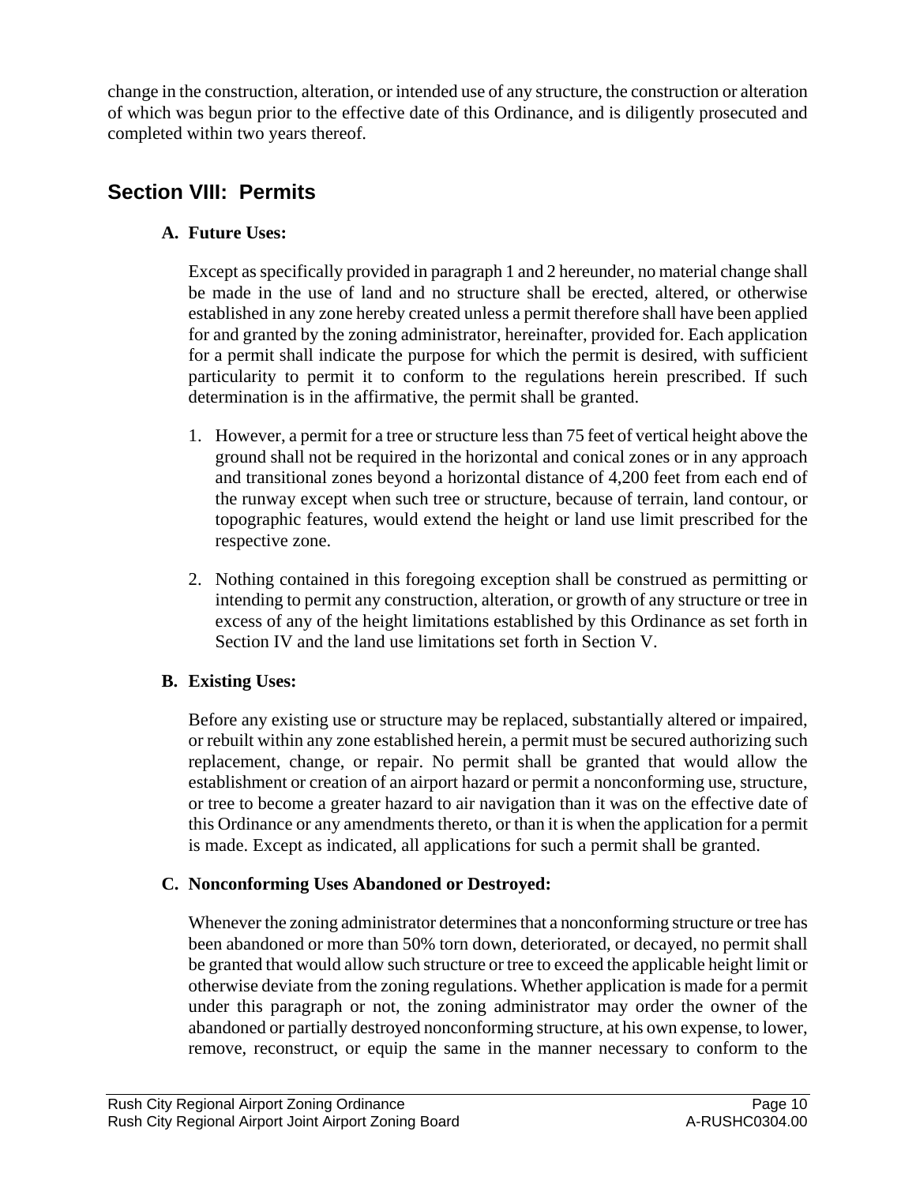change in the construction, alteration, or intended use of any structure, the construction or alteration of which was begun prior to the effective date of this Ordinance, and is diligently prosecuted and completed within two years thereof.

## Section VIII: Permits

### A. Future Uses:

Except as specifically provided in paragraph 1 and 2 hereunder, no material change shall be made in the use of land and no structure shall be erected, altered, or otherwise established in any zone hereby created unless a permit therefore shall have been applied for and granted by the zoning administrator, hereinafter, provided for. Each application for a permit shall indicate the purpose for which the permit is desired, with sufficient particularity to permit it to conform to the regulations herein prescribed. If such determination is in the affirmative, the permit shall be granted.

1. However, a permit for a tree or structure less than 75 feet of vertical height above the ground shall not be required in the horizontal and conical zones or in any approach and transitional zones beyond a horizontal distance of 4,200 feet from each end of the runway except when such tree or structure, because of terrain, land contour, or topographic features, would extend the height or land use limit prescribed for the respective zone.

2. Nothing contained in this foregoing exception shall be construed as permitting or intending to permit any construction, alteration, or growth of any structure or tree in excess of any of the height limitations established by this Ordinance as set forth in Section IV and the land use limitations set forth in Section V.

### B. Existing Uses:

Before any existing use or structure may be replaced, substantially altered or impaired, or rebuilt within any zone established herein, a permit must be secured authorizing such replacement, change, or repair. No permit shall be granted that would allow the establishment or creation of an airport hazard or permit a nonconforming use, structure, or tree to become a greater hazard to air navigation than it was on the effective date of this Ordinance or any amendments thereto, or than it is when the application for a permit is made. Except as indicated, all applications for such a permit shall be granted.

### C. Nonconforming Uses Abandoned or Destroyed:

Whenever the zoning administrator determines that a nonconforming structure or tree has been abandoned or more than 50% torn down, deteriorated, or decayed, no permit shall be granted that would allow such structure or tree to exceed the applicable height limit or otherwise deviate from the zoning regulations. Whether application is made for a permit under this paragraph or not, the zoning administrator may order the owner of the abandoned or partially destroyed nonconforming structure, at his own expense, to lower, remove, reconstruct, or equip the same in the manner necessary to conform to the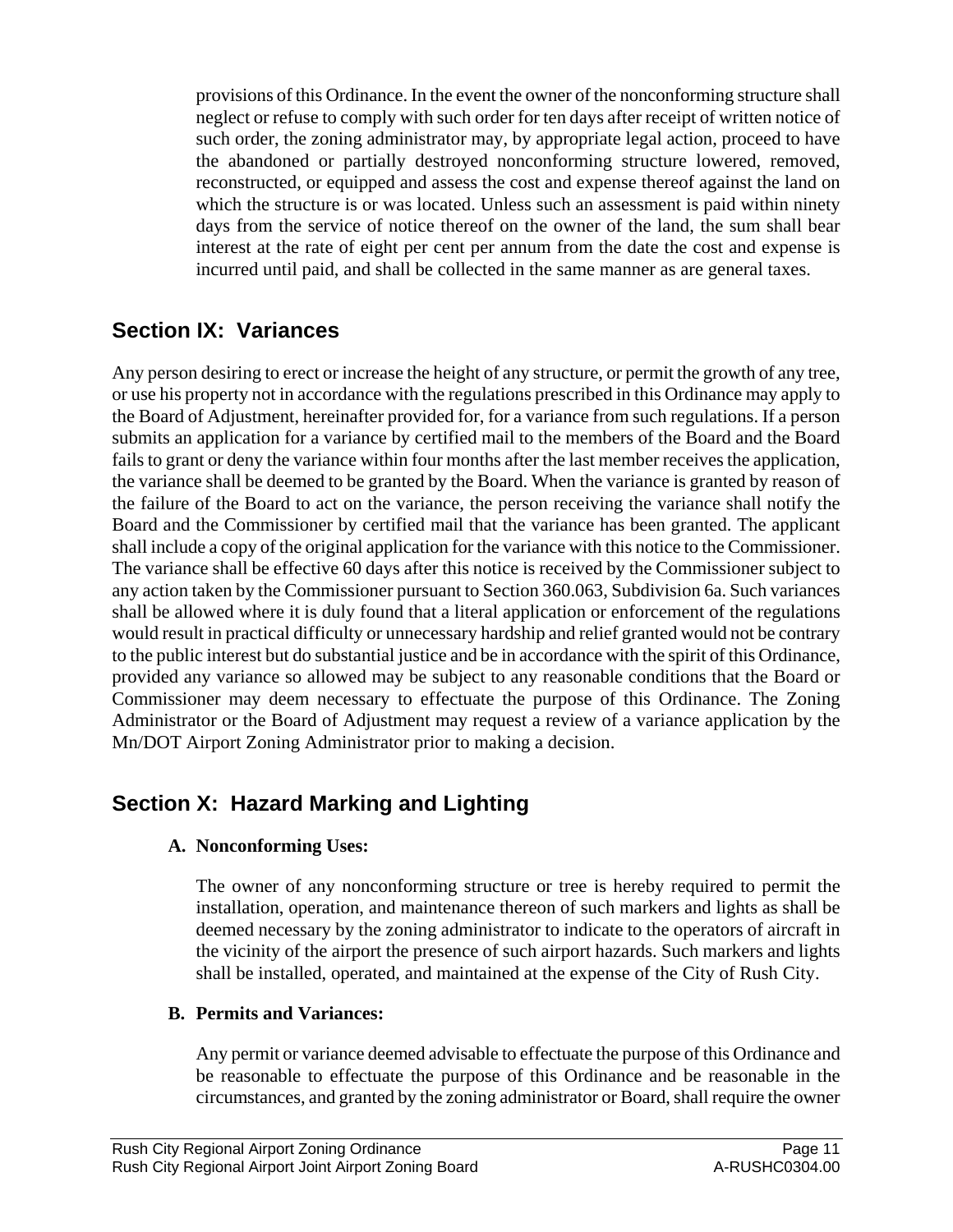provisions of this Ordinance. In the event the owner of the nonconforming structure shall neglect or refuse to comply with such order for ten days after receipt of written notice of such order, the zoning administrator may, by appropriate legal action, proceed to have the abandoned or partially destroyed nonconforming structure lowered, removed, reconstructed, or equipped and assess the cost and expense thereof against the land on which the structure is or was located. Unless such an assessment is paid within ninety days from the service of notice thereof on the owner of the land, the sum shall bear interest at the rate of eight per cent per annum from the date the cost and expense is incurred until paid, and shall be collected in the same manner as are general taxes.

## Section IX: Variances

Any person desiring to erect or increase the height of any structure, or permit the growth of any tree, or use his property not in accordance with the regulations prescribed in this Ordinance may apply to the Board of Adjustment, hereinafter provided for, for a variance from such regulations. If a person submits an application for a variance by certified mail to the members of the Board and the Board fails to grant or deny the variance within four months after the last member receives the application, the variance shall be deemed to be granted by the Board. When the variance is granted by reason of the failure of the Board to act on the variance, the person receiving the variance shall notify the Board and the Commissioner by certified mail that the variance has been granted. The applicant shall include a copy of the original application for the variance with this notice to the Commissioner. The variance shall be effective 60 days after this notice is received by the Commissioner subject to any action taken by the Commissioner pursuant to Section 360.063, Subdivision 6a. Such variances shall be allowed where it is duly found that a literal application or enforcement of the regulations would result in practical difficulty or unnecessary hardship and relief granted would not be contrary to the public interest but do substantial justice and be in accordance with the spirit of this Ordinance, provided any variance so allowed may be subject to any reasonable conditions that the Board or Commissioner may deem necessary to effectuate the purpose of this Ordinance. The Zoning Administrator or the Board of Adjustment may request a review of a variance application by the Mn/DOT Airport Zoning Administrator prior to making a decision.

## Section X: Hazard Marking and Lighting

**A. Nonconforming Uses:**

The owner of any nonconforming structure or tree is hereby required to permit the installation, operation, and maintenance thereon of such markers and lights as shall be deemed necessary by the zoning administrator to indicate to the operators of aircraft in the vicinity of the airport the presence of such airport hazards. Such markers and lights shall be installed, operated, and maintained at the expense of the City of Rush City.

**B. Permits and Variances:**

Any permit or variance deemed advisable to effectuate the purpose of this Ordinance and be reasonable to effectuate the purpose of this Ordinance and be reasonable in the circumstances, and granted by the zoning administrator or Board, shall require the owner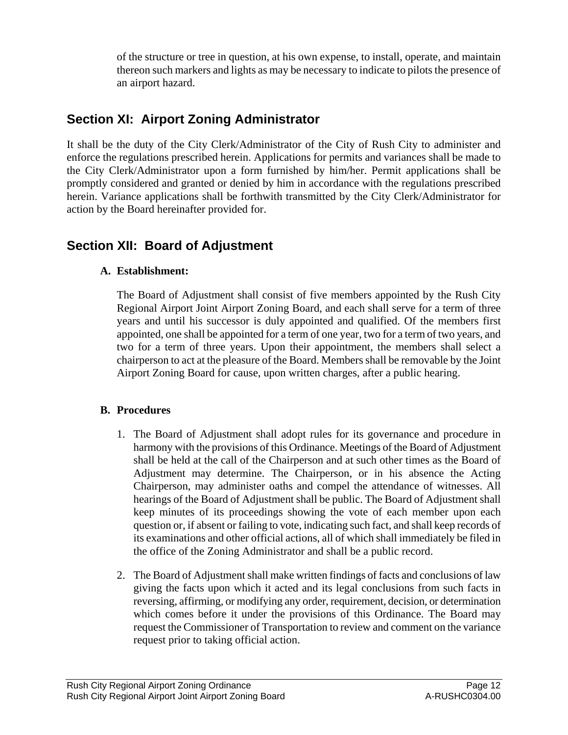of the structure or tree in question, at his own expense, to install, operate, and maintain thereon such markers and lights as may be necessary to indicate to pilots the presence of an airport hazard.

## Section XI: Airport Zoning Administrator

It shall be the duty of the City Clerk/Administrator of the City of Rush City to administer and enforce the regulations prescribed herein. Applications for permits and variances shall be made to the City Clerk/Administrator upon a form furnished by him/her. Permit applications shall be promptly considered and granted or denied by him in accordance with the regulations prescribed herein. Variance applications shall be forthwith transmitted by the City Clerk/Administrator for action by the Board hereinafter provided for.

## Section XII: Board of Adjustment

**A. Establishment:**

The Board of Adjustment shall consist of five members appointed by the Rush City Regional Airport Joint Airport Zoning Board, and each shall serve for a term of three years and until his successor is duly appointed and qualified. Of the members first appointed, one shall be appointed for a term of one year, two for a term of two years, and two for a term of three years. Upon their appointment, the members shall select a chairperson to act at the pleasure of the Board. Members shall be removable by the Joint Airport Zoning Board for cause, upon written charges, after a public hearing.

**B. Procedures**

1. The Board of Adjustment shall adopt rules for its governance and procedure in harmony with the provisions of this Ordinance. Meetings of the Board of Adjustment shall be held at the call of the Chairperson and at such other times as the Board of Adjustment may determine. The Chairperson, or in his absence the Acting Chairperson, may administer oaths and compel the attendance of witnesses. All hearings of the Board of Adjustment shall be public. The Board of Adjustment shall keep minutes of its proceedings showing the vote of each member upon each question or, if absent or failing to vote, indicating such fact, and shall keep records of its examinations and other official actions, all of which shall immediately be filed in the office of the Zoning Administrator and shall be a public record.

2. The Board of Adjustment shall make written findings of facts and conclusions of law giving the facts upon which it acted and its legal conclusions from such facts in reversing, affirming, or modifying any order, requirement, decision, or determination which comes before it under the provisions of this Ordinance. The Board may request the Commissioner of Transportation to review and comment on the variance request prior to taking official action.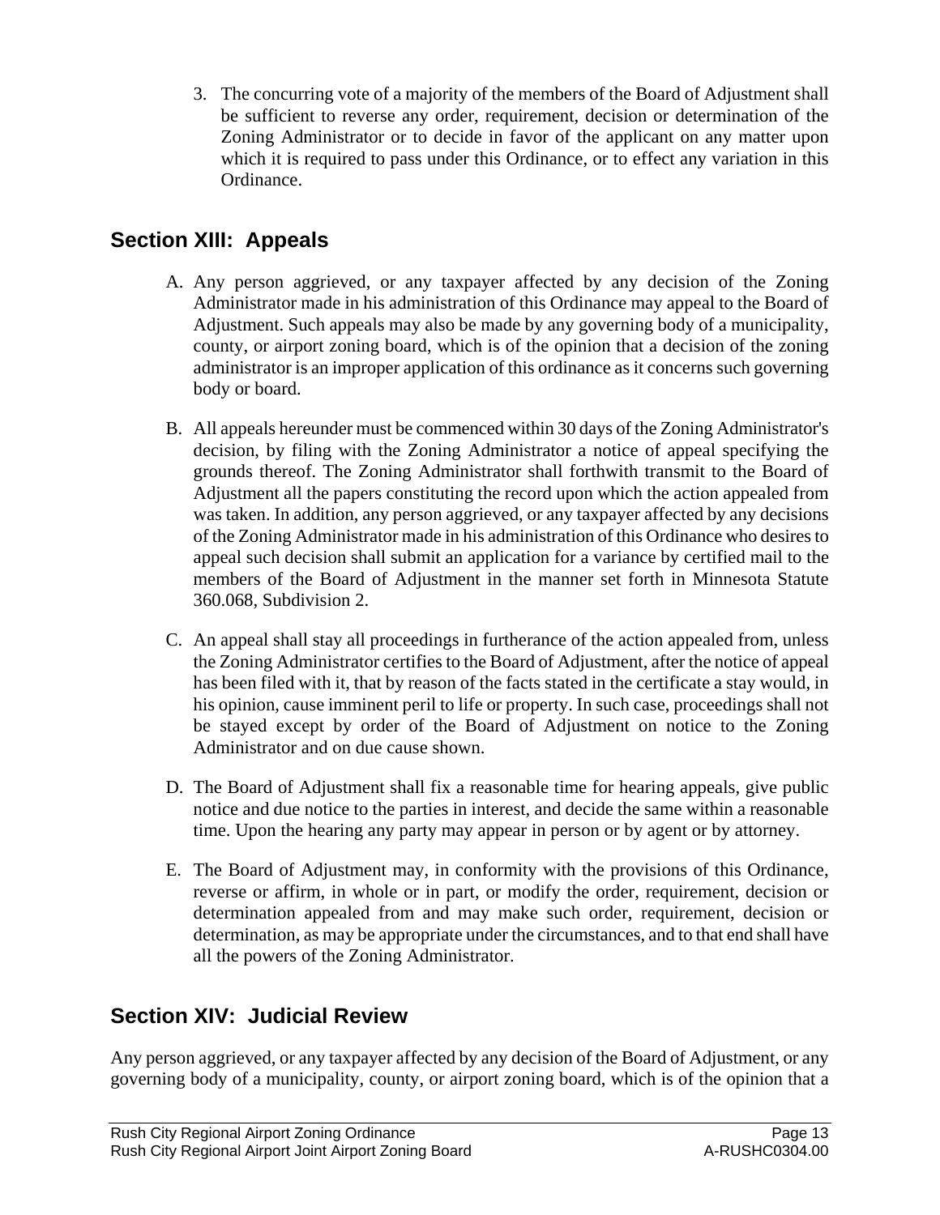3. The concurring vote of a majority of the members of the Board of Adjustment shall be sufficient to reverse any order, requirement, decision or determination of the Zoning Administrator or to decide in favor of the applicant on any matter upon which it is required to pass under this Ordinance, or to effect any variation in this Ordinance.

## Section XIII: Appeals

A. Any person aggrieved, or any taxpayer affected by any decision of the Zoning Administrator made in his administration of this Ordinance may appeal to the Board of Adjustment. Such appeals may also be made by any governing body of a municipality, county, or airport zoning board, which is of the opinion that a decision of the zoning administrator is an improper application of this ordinance as it concerns such governing body or board.

B. All appeals hereunder must be commenced within 30 days of the Zoning Administrator's decision, by filing with the Zoning Administrator a notice of appeal specifying the grounds thereof. The Zoning Administrator shall forthwith transmit to the Board of Adjustment all the papers constituting the record upon which the action appealed from was taken. In addition, any person aggrieved, or any taxpayer affected by any decisions of the Zoning Administrator made in his administration of this Ordinance who desires to appeal such decision shall submit an application for a variance by certified mail to the members of the Board of Adjustment in the manner set forth in Minnesota Statute 360.068, Subdivision 2.

C. An appeal shall stay all proceedings in furtherance of the action appealed from, unless the Zoning Administrator certifies to the Board of Adjustment, after the notice of appeal has been filed with it, that by reason of the facts stated in the certificate a stay would, in his opinion, cause imminent peril to life or property. In such case, proceedings shall not be stayed except by order of the Board of Adjustment on notice to the Zoning Administrator and on due cause shown.

D. The Board of Adjustment shall fix a reasonable time for hearing appeals, give public notice and due notice to the parties in interest, and decide the same within a reasonable time. Upon the hearing any party may appear in person or by agent or by attorney.

E. The Board of Adjustment may, in conformity with the provisions of this Ordinance, reverse or affirm, in whole or in part, or modify the order, requirement, decision or determination appealed from and may make such order, requirement, decision or determination, as may be appropriate under the circumstances, and to that end shall have all the powers of the Zoning Administrator.

## Section XIV: Judicial Review

Any person aggrieved, or any taxpayer affected by any decision of the Board of Adjustment, or any governing body of a municipality, county, or airport zoning board, which is of the opinion that a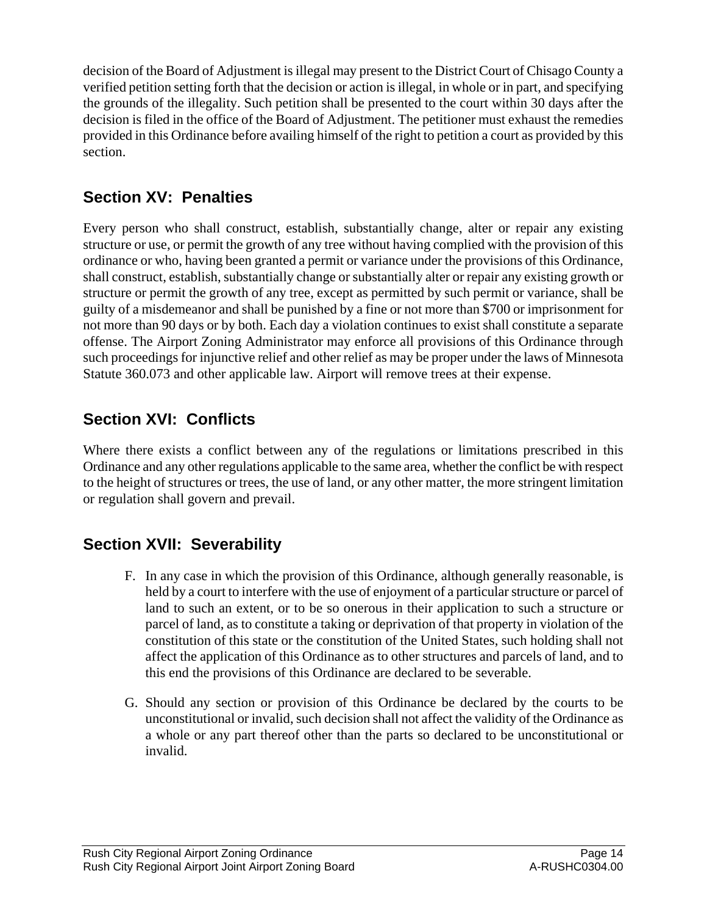decision of the Board of Adjustment is illegal may present to the District Court of Chisago County a verified petition setting forth that the decision or action is illegal, in whole or in part, and specifying the grounds of the illegality. Such petition shall be presented to the court within 30 days after the decision is filed in the office of the Board of Adjustment. The petitioner must exhaust the remedies provided in this Ordinance before availing himself of the right to petition a court as provided by this section.

## Section XV: Penalties

Every person who shall construct, establish, substantially change, alter or repair any existing structure or use, or permit the growth of any tree without having complied with the provision of this ordinance or who, having been granted a permit or variance under the provisions of this Ordinance, shall construct, establish, substantially change or substantially alter or repair any existing growth or structure or permit the growth of any tree, except as permitted by such permit or variance, shall be guilty of a misdemeanor and shall be punished by a fine or not more than $700 or imprisonment for not more than 90 days or by both. Each day a violation continues to exist shall constitute a separate offense. The Airport Zoning Administrator may enforce all provisions of this Ordinance through such proceedings for injunctive relief and other relief as may be proper under the laws of Minnesota Statute 360.073 and other applicable law. Airport will remove trees at their expense.

## Section XVI: Conflicts

Where there exists a conflict between any of the regulations or limitations prescribed in this Ordinance and any other regulations applicable to the same area, whether the conflict be with respect to the height of structures or trees, the use of land, or any other matter, the more stringent limitation or regulation shall govern and prevail.

## Section XVII: Severability

F. In any case in which the provision of this Ordinance, although generally reasonable, is held by a court to interfere with the use of enjoyment of a particular structure or parcel of land to such an extent, or to be so onerous in their application to such a structure or parcel of land, as to constitute a taking or deprivation of that property in violation of the constitution of this state or the constitution of the United States, such holding shall not affect the application of this Ordinance as to other structures and parcels of land, and to this end the provisions of this Ordinance are declared to be severable.

G. Should any section or provision of this Ordinance be declared by the courts to be unconstitutional or invalid, such decision shall not affect the validity of the Ordinance as a whole or any part thereof other than the parts so declared to be unconstitutional or invalid.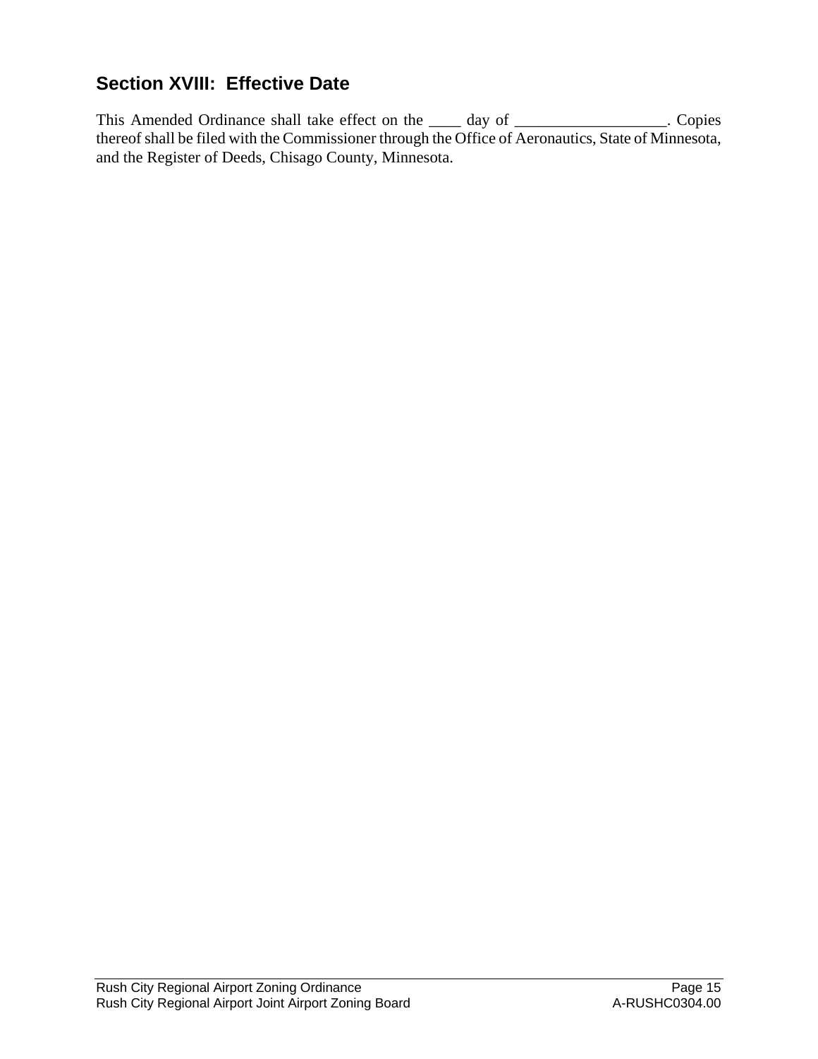## Section XVIII: Effective Date

This Amended Ordinance shall take effect on the ____ day of __________________. Copies thereof shall be filed with the Commissioner through the Office of Aeronautics, State of Minnesota, and the Register of Deeds, Chisago County, Minnesota.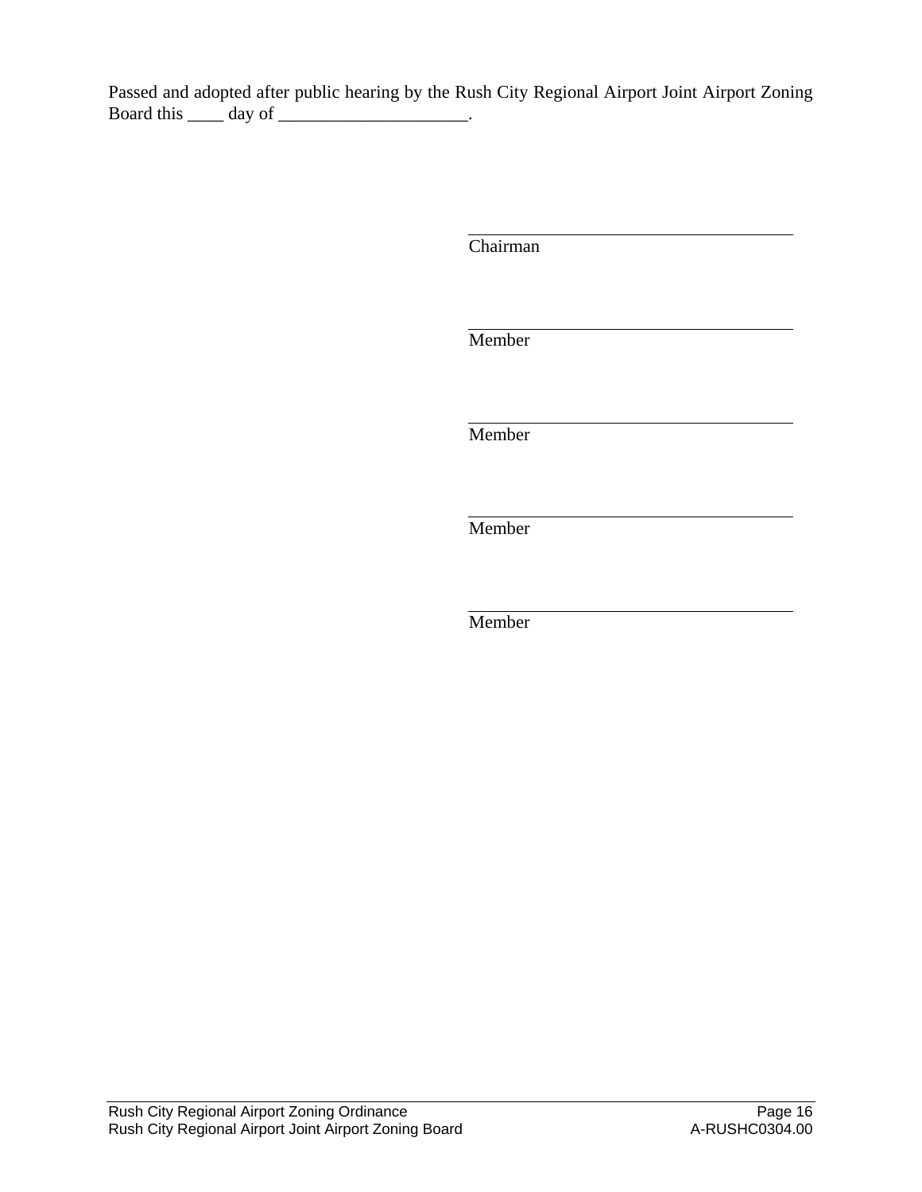Passed and adopted after public hearing by the Rush City Regional Airport Joint Airport Zoning Board this ____ day of _____________________.

\_\_\_\_\_\_\_\_\_\_\_\_\_\_\_\_\_\_\_\_\_\_\_\_\_\_\_\_\_\_\_\_\_\_\_\_
Chairman

\_\_\_\_\_\_\_\_\_\_\_\_\_\_\_\_\_\_\_\_\_\_\_\_\_\_\_\_\_\_\_\_\_\_\_\_
Member

\_\_\_\_\_\_\_\_\_\_\_\_\_\_\_\_\_\_\_\_\_\_\_\_\_\_\_\_\_\_\_\_\_\_\_\_
Member

\_\_\_\_\_\_\_\_\_\_\_\_\_\_\_\_\_\_\_\_\_\_\_\_\_\_\_\_\_\_\_\_\_\_\_\_
Member

\_\_\_\_\_\_\_\_\_\_\_\_\_\_\_\_\_\_\_\_\_\_\_\_\_\_\_\_\_\_\_\_\_\_\_\_
Member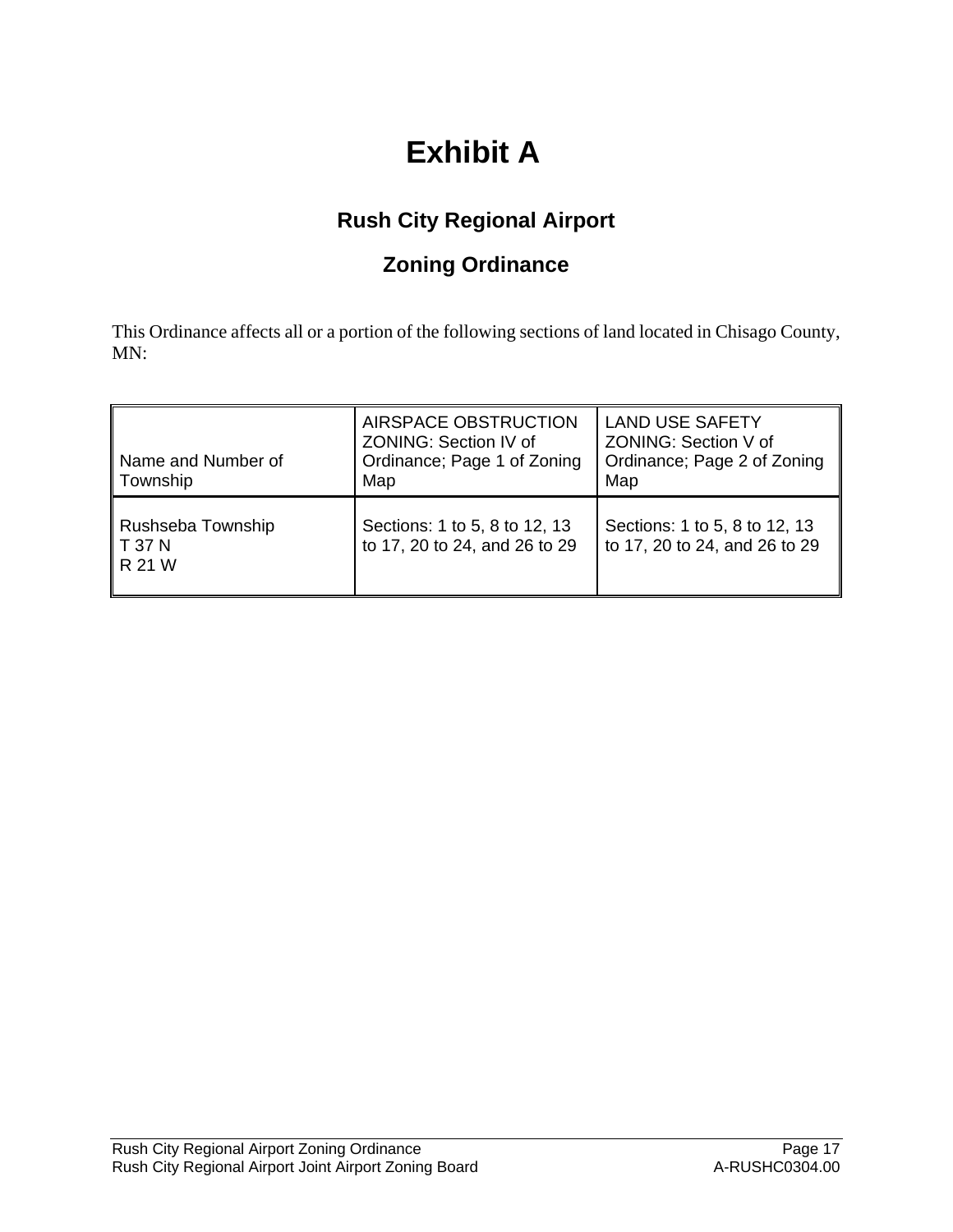# Exhibit A

## Rush City Regional Airport

## Zoning Ordinance

This Ordinance affects all or a portion of the following sections of land located in Chisago County, MN:

| Name and Number of Township | AIRSPACE OBSTRUCTION ZONING: Section IV of Ordinance; Page 1 of Zoning Map | LAND USE SAFETY ZONING: Section V of Ordinance; Page 2 of Zoning Map |
|---|---|---|
| Rushseba Township<br>T 37 N<br>R 21 W | Sections: 1 to 5, 8 to 12, 13 to 17, 20 to 24, and 26 to 29 | Sections: 1 to 5, 8 to 12, 13 to 17, 20 to 24, and 26 to 29 |